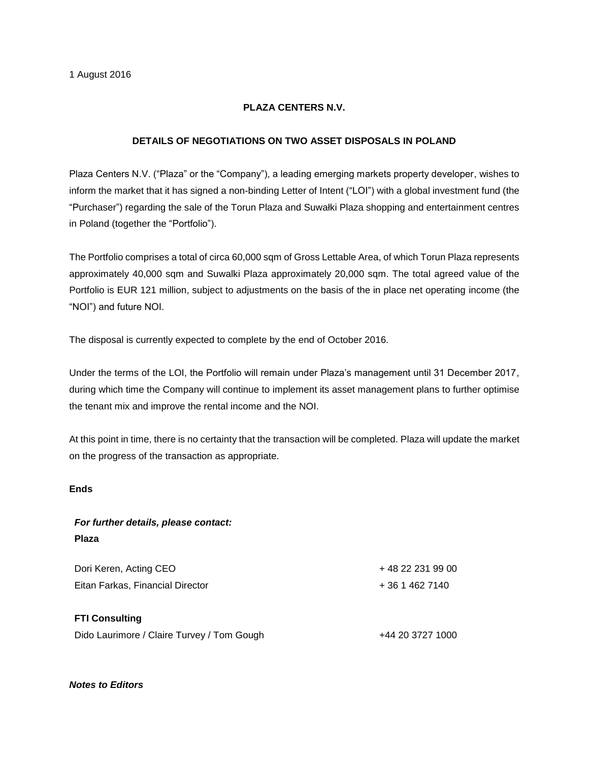1 August 2016

**PLAZA CENTERS N.V.**

**DETAILS OF NEGOTIATIONS ON TWO ASSET DISPOSALS IN POLAND**

Plaza Centers N.V. ("Plaza" or the "Company"), a leading emerging markets property developer, wishes to inform the market that it has signed a non-binding Letter of Intent ("LOI") with a global investment fund (the "Purchaser") regarding the sale of the Torun Plaza and Suwałki Plaza shopping and entertainment centres in Poland (together the "Portfolio").

The Portfolio comprises a total of circa 60,000 sqm of Gross Lettable Area, of which Torun Plaza represents approximately 40,000 sqm and Suwalki Plaza approximately 20,000 sqm. The total agreed value of the Portfolio is EUR 121 million, subject to adjustments on the basis of the in place net operating income (the "NOI") and future NOI.

The disposal is currently expected to complete by the end of October 2016.

Under the terms of the LOI, the Portfolio will remain under Plaza's management until 31 December 2017, during which time the Company will continue to implement its asset management plans to further optimise the tenant mix and improve the rental income and the NOI.

At this point in time, there is no certainty that the transaction will be completed. Plaza will update the market on the progress of the transaction as appropriate.

**Ends**

***For further details, please contact:***

**Plaza**

| | |
|---|---|
| Dori Keren, Acting CEO | + 48 22 231 99 00 |
| Eitan Farkas, Financial Director | + 36 1 462 7140 |

**FTI Consulting**

| | |
|---|---|
| Dido Laurimore / Claire Turvey / Tom Gough | +44 20 3727 1000 |

***Notes to Editors***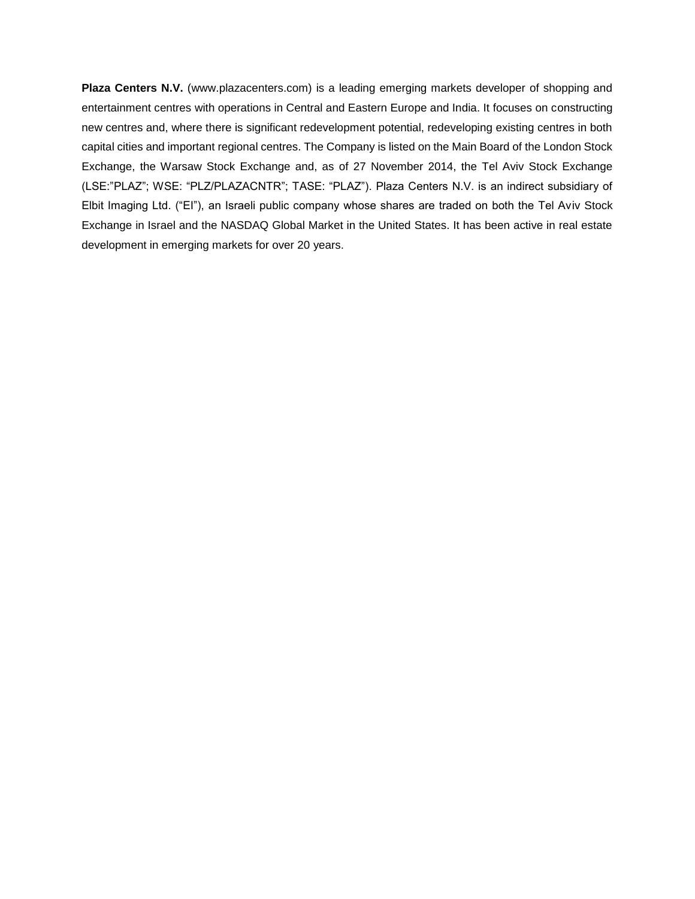**Plaza Centers N.V.** (www.plazacenters.com) is a leading emerging markets developer of shopping and entertainment centres with operations in Central and Eastern Europe and India. It focuses on constructing new centres and, where there is significant redevelopment potential, redeveloping existing centres in both capital cities and important regional centres. The Company is listed on the Main Board of the London Stock Exchange, the Warsaw Stock Exchange and, as of 27 November 2014, the Tel Aviv Stock Exchange (LSE:"PLAZ"; WSE: "PLZ/PLAZACNTR"; TASE: "PLAZ"). Plaza Centers N.V. is an indirect subsidiary of Elbit Imaging Ltd. ("EI"), an Israeli public company whose shares are traded on both the Tel Aviv Stock Exchange in Israel and the NASDAQ Global Market in the United States. It has been active in real estate development in emerging markets for over 20 years.